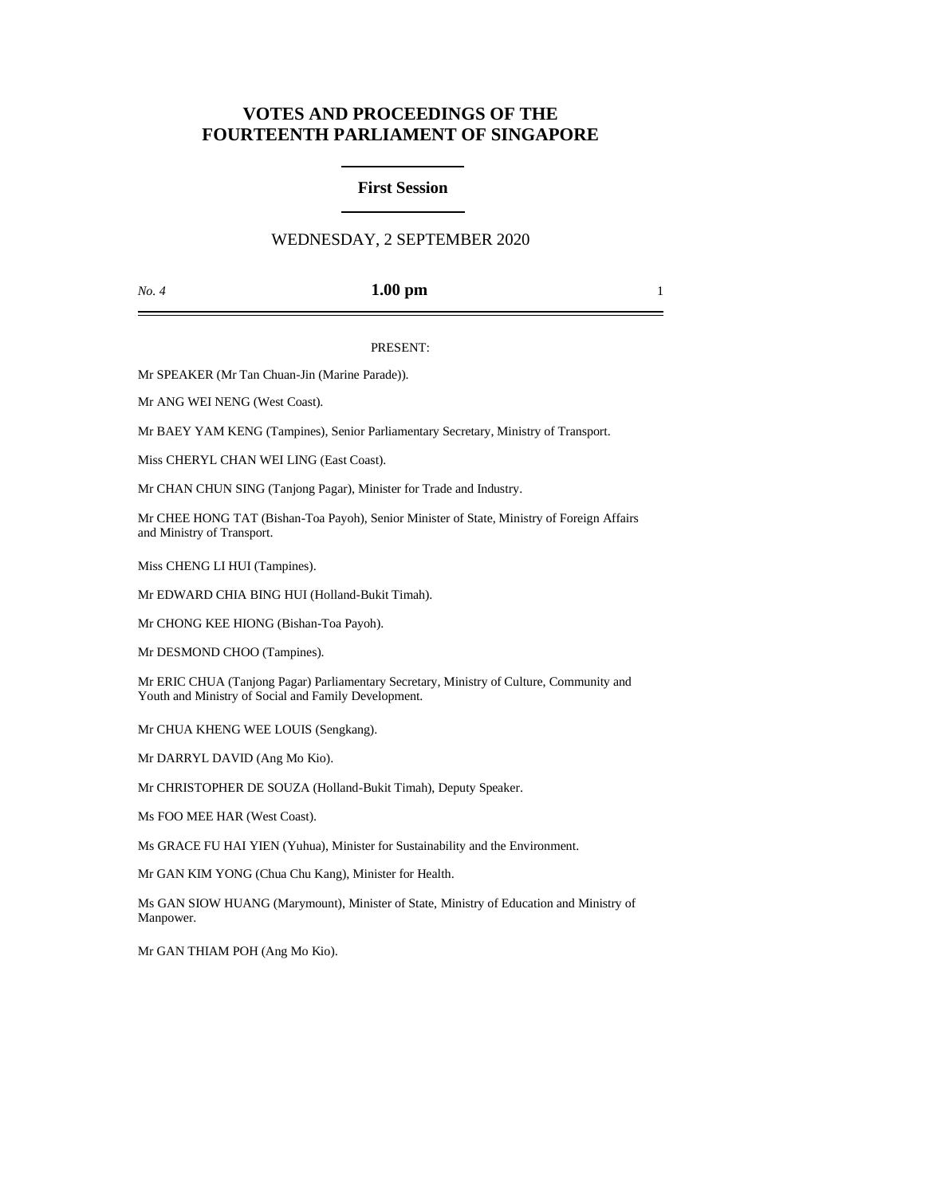# VOTES AND PROCEEDINGS OF THE FOURTEENTH PARLIAMENT OF SINGAPORE

## First Session

WEDNESDAY, 2 SEPTEMBER 2020

*No. 4* **1.00 pm**

PRESENT:

Mr SPEAKER (Mr Tan Chuan-Jin (Marine Parade)).

Mr ANG WEI NENG (West Coast).

Mr BAEY YAM KENG (Tampines), Senior Parliamentary Secretary, Ministry of Transport.

Miss CHERYL CHAN WEI LING (East Coast).

Mr CHAN CHUN SING (Tanjong Pagar), Minister for Trade and Industry.

Mr CHEE HONG TAT (Bishan-Toa Payoh), Senior Minister of State, Ministry of Foreign Affairs and Ministry of Transport.

Miss CHENG LI HUI (Tampines).

Mr EDWARD CHIA BING HUI (Holland-Bukit Timah).

Mr CHONG KEE HIONG (Bishan-Toa Payoh).

Mr DESMOND CHOO (Tampines).

Mr ERIC CHUA (Tanjong Pagar) Parliamentary Secretary, Ministry of Culture, Community and Youth and Ministry of Social and Family Development.

Mr CHUA KHENG WEE LOUIS (Sengkang).

Mr DARRYL DAVID (Ang Mo Kio).

Mr CHRISTOPHER DE SOUZA (Holland-Bukit Timah), Deputy Speaker.

Ms FOO MEE HAR (West Coast).

Ms GRACE FU HAI YIEN (Yuhua), Minister for Sustainability and the Environment.

Mr GAN KIM YONG (Chua Chu Kang), Minister for Health.

Ms GAN SIOW HUANG (Marymount), Minister of State, Ministry of Education and Ministry of Manpower.

Mr GAN THIAM POH (Ang Mo Kio).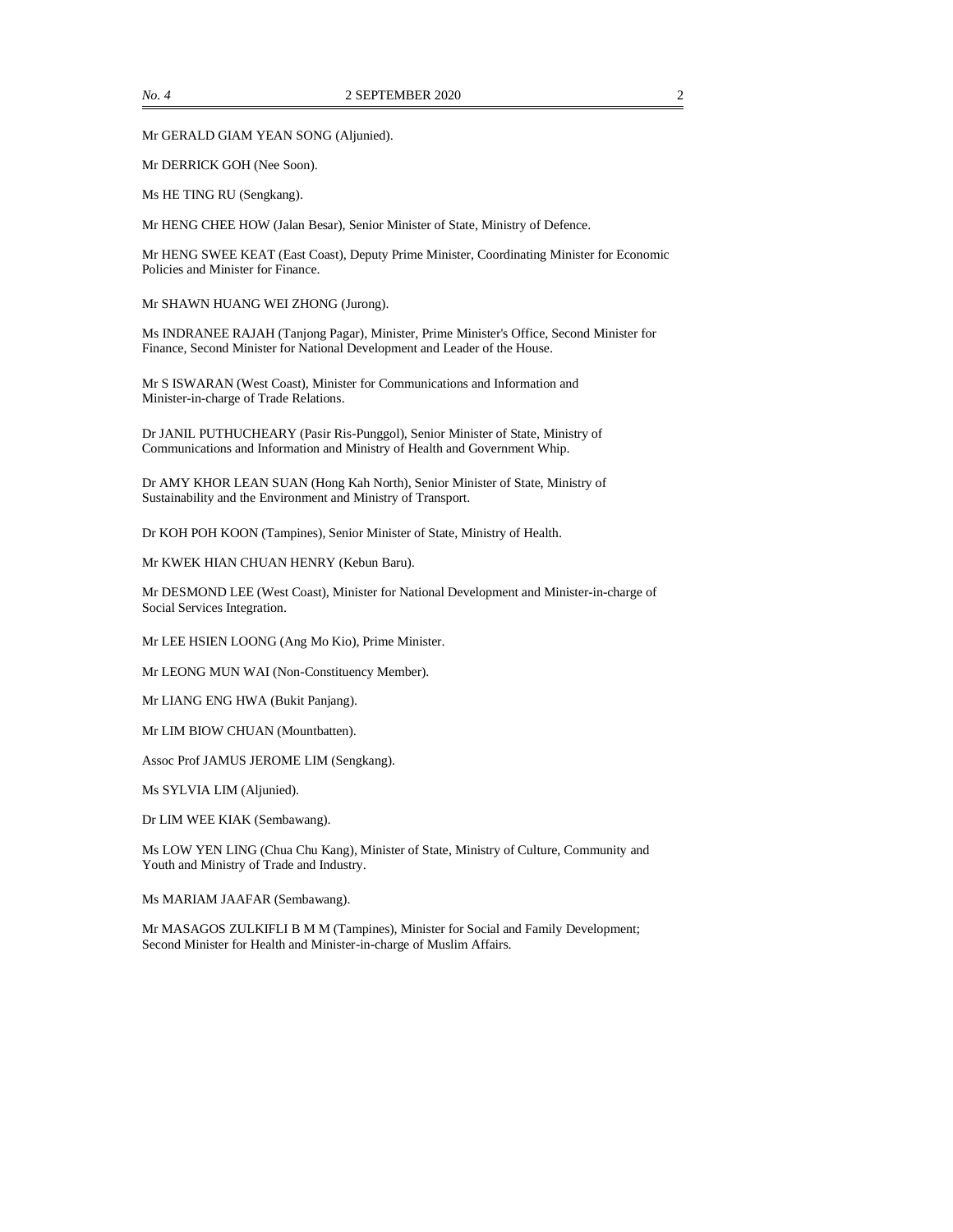Mr GERALD GIAM YEAN SONG (Aljunied).

Mr DERRICK GOH (Nee Soon).

Ms HE TING RU (Sengkang).

Mr HENG CHEE HOW (Jalan Besar), Senior Minister of State, Ministry of Defence.

Mr HENG SWEE KEAT (East Coast), Deputy Prime Minister, Coordinating Minister for Economic Policies and Minister for Finance.

Mr SHAWN HUANG WEI ZHONG (Jurong).

Ms INDRANEE RAJAH (Tanjong Pagar), Minister, Prime Minister's Office, Second Minister for Finance, Second Minister for National Development and Leader of the House.

Mr S ISWARAN (West Coast), Minister for Communications and Information and Minister-in-charge of Trade Relations.

Dr JANIL PUTHUCHEARY (Pasir Ris-Punggol), Senior Minister of State, Ministry of Communications and Information and Ministry of Health and Government Whip.

Dr AMY KHOR LEAN SUAN (Hong Kah North), Senior Minister of State, Ministry of Sustainability and the Environment and Ministry of Transport.

Dr KOH POH KOON (Tampines), Senior Minister of State, Ministry of Health.

Mr KWEK HIAN CHUAN HENRY (Kebun Baru).

Mr DESMOND LEE (West Coast), Minister for National Development and Minister-in-charge of Social Services Integration.

Mr LEE HSIEN LOONG (Ang Mo Kio), Prime Minister.

Mr LEONG MUN WAI (Non-Constituency Member).

Mr LIANG ENG HWA (Bukit Panjang).

Mr LIM BIOW CHUAN (Mountbatten).

Assoc Prof JAMUS JEROME LIM (Sengkang).

Ms SYLVIA LIM (Aljunied).

Dr LIM WEE KIAK (Sembawang).

Ms LOW YEN LING (Chua Chu Kang), Minister of State, Ministry of Culture, Community and Youth and Ministry of Trade and Industry.

Ms MARIAM JAAFAR (Sembawang).

Mr MASAGOS ZULKIFLI B M M (Tampines), Minister for Social and Family Development; Second Minister for Health and Minister-in-charge of Muslim Affairs.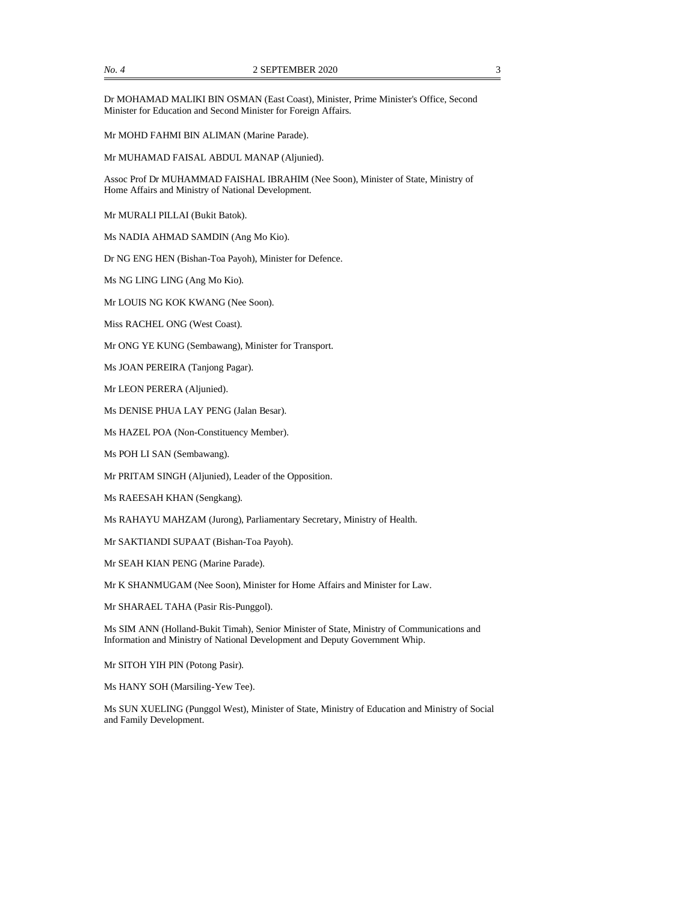Dr MOHAMAD MALIKI BIN OSMAN (East Coast), Minister, Prime Minister's Office, Second Minister for Education and Second Minister for Foreign Affairs.

Mr MOHD FAHMI BIN ALIMAN (Marine Parade).

Mr MUHAMAD FAISAL ABDUL MANAP (Aljunied).

Assoc Prof Dr MUHAMMAD FAISHAL IBRAHIM (Nee Soon), Minister of State, Ministry of Home Affairs and Ministry of National Development.

Mr MURALI PILLAI (Bukit Batok).

Ms NADIA AHMAD SAMDIN (Ang Mo Kio).

Dr NG ENG HEN (Bishan-Toa Payoh), Minister for Defence.

Ms NG LING LING (Ang Mo Kio).

Mr LOUIS NG KOK KWANG (Nee Soon).

Miss RACHEL ONG (West Coast).

Mr ONG YE KUNG (Sembawang), Minister for Transport.

Ms JOAN PEREIRA (Tanjong Pagar).

Mr LEON PERERA (Aljunied).

Ms DENISE PHUA LAY PENG (Jalan Besar).

Ms HAZEL POA (Non-Constituency Member).

Ms POH LI SAN (Sembawang).

Mr PRITAM SINGH (Aljunied), Leader of the Opposition.

Ms RAEESAH KHAN (Sengkang).

Ms RAHAYU MAHZAM (Jurong), Parliamentary Secretary, Ministry of Health.

Mr SAKTIANDI SUPAAT (Bishan-Toa Payoh).

Mr SEAH KIAN PENG (Marine Parade).

Mr K SHANMUGAM (Nee Soon), Minister for Home Affairs and Minister for Law.

Mr SHARAEL TAHA (Pasir Ris-Punggol).

Ms SIM ANN (Holland-Bukit Timah), Senior Minister of State, Ministry of Communications and Information and Ministry of National Development and Deputy Government Whip.

Mr SITOH YIH PIN (Potong Pasir).

Ms HANY SOH (Marsiling-Yew Tee).

Ms SUN XUELING (Punggol West), Minister of State, Ministry of Education and Ministry of Social and Family Development.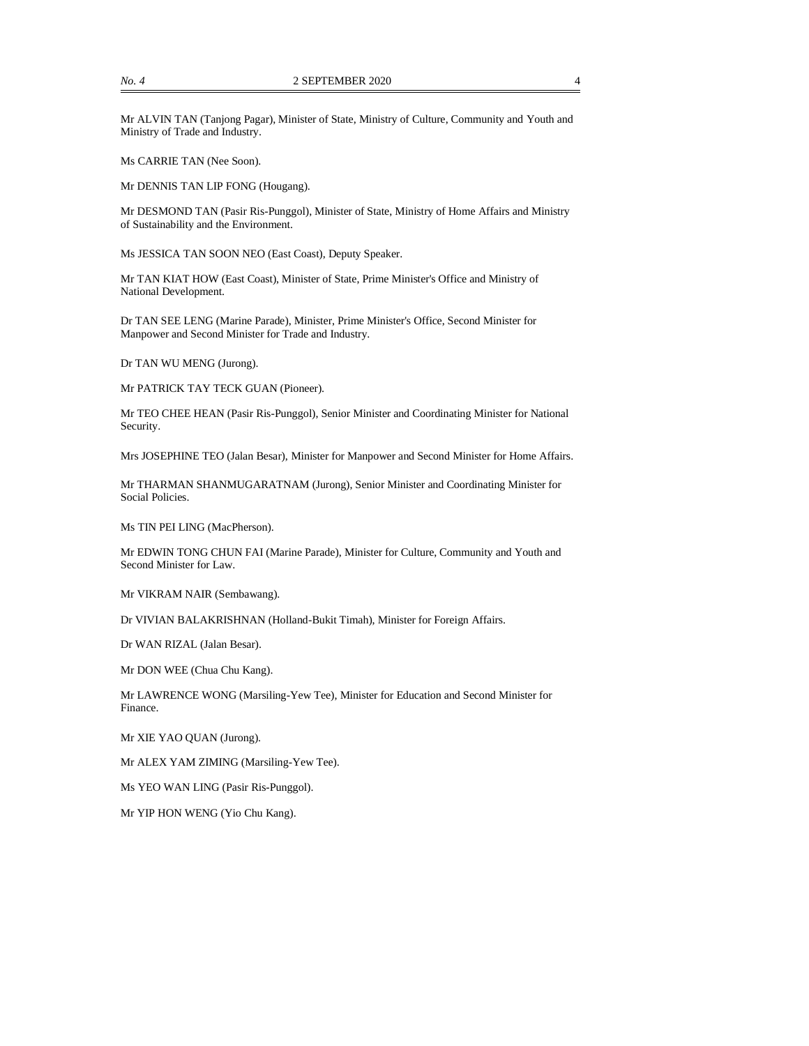Mr ALVIN TAN (Tanjong Pagar), Minister of State, Ministry of Culture, Community and Youth and Ministry of Trade and Industry.

Ms CARRIE TAN (Nee Soon).

Mr DENNIS TAN LIP FONG (Hougang).

Mr DESMOND TAN (Pasir Ris-Punggol), Minister of State, Ministry of Home Affairs and Ministry of Sustainability and the Environment.

Ms JESSICA TAN SOON NEO (East Coast), Deputy Speaker.

Mr TAN KIAT HOW (East Coast), Minister of State, Prime Minister's Office and Ministry of National Development.

Dr TAN SEE LENG (Marine Parade), Minister, Prime Minister's Office, Second Minister for Manpower and Second Minister for Trade and Industry.

Dr TAN WU MENG (Jurong).

Mr PATRICK TAY TECK GUAN (Pioneer).

Mr TEO CHEE HEAN (Pasir Ris-Punggol), Senior Minister and Coordinating Minister for National Security.

Mrs JOSEPHINE TEO (Jalan Besar), Minister for Manpower and Second Minister for Home Affairs.

Mr THARMAN SHANMUGARATNAM (Jurong), Senior Minister and Coordinating Minister for Social Policies.

Ms TIN PEI LING (MacPherson).

Mr EDWIN TONG CHUN FAI (Marine Parade), Minister for Culture, Community and Youth and Second Minister for Law.

Mr VIKRAM NAIR (Sembawang).

Dr VIVIAN BALAKRISHNAN (Holland-Bukit Timah), Minister for Foreign Affairs.

Dr WAN RIZAL (Jalan Besar).

Mr DON WEE (Chua Chu Kang).

Mr LAWRENCE WONG (Marsiling-Yew Tee), Minister for Education and Second Minister for Finance.

Mr XIE YAO QUAN (Jurong).

Mr ALEX YAM ZIMING (Marsiling-Yew Tee).

Ms YEO WAN LING (Pasir Ris-Punggol).

Mr YIP HON WENG (Yio Chu Kang).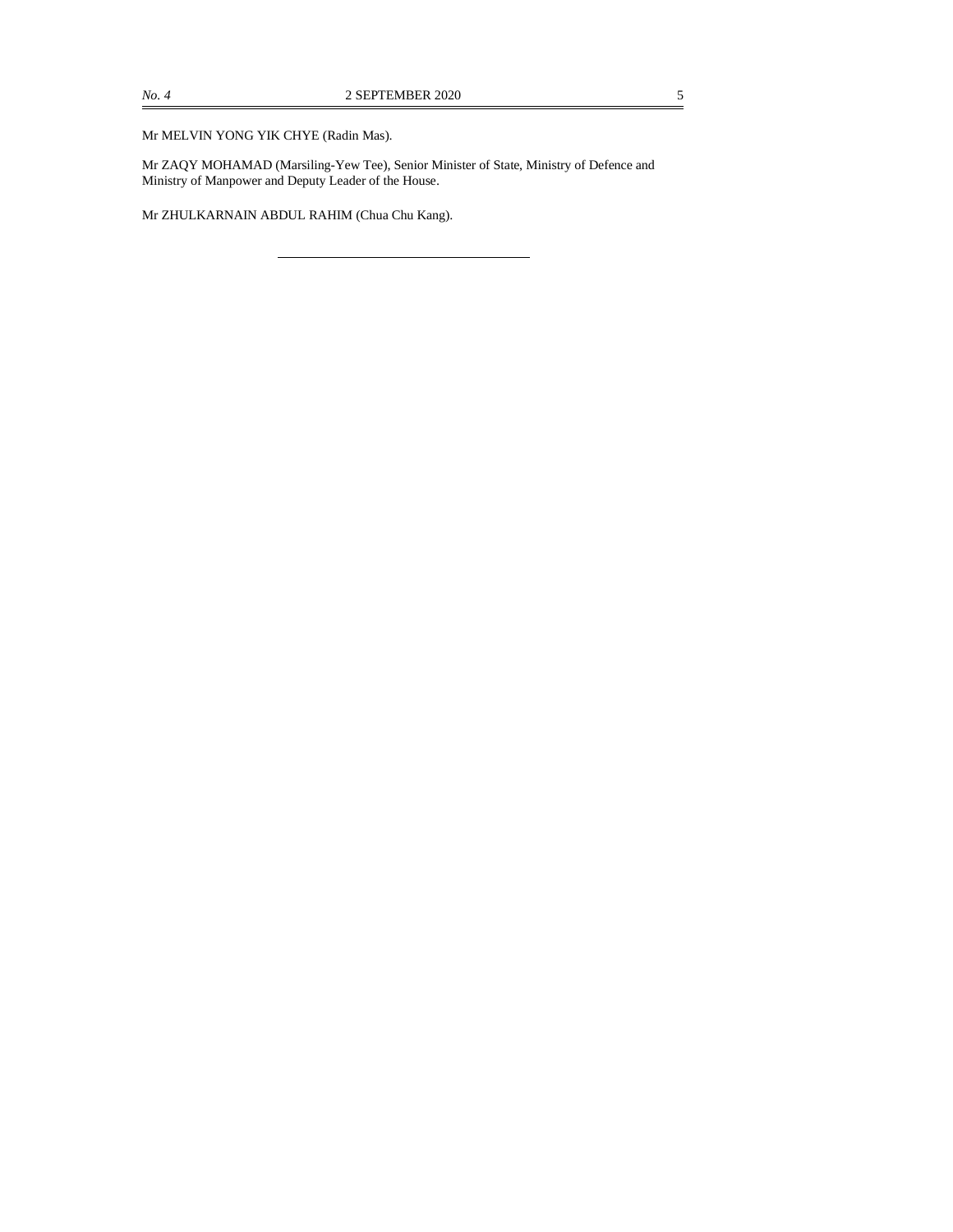Mr MELVIN YONG YIK CHYE (Radin Mas).

Mr ZAQY MOHAMAD (Marsiling-Yew Tee), Senior Minister of State, Ministry of Defence and Ministry of Manpower and Deputy Leader of the House.

Mr ZHULKARNAIN ABDUL RAHIM (Chua Chu Kang).

---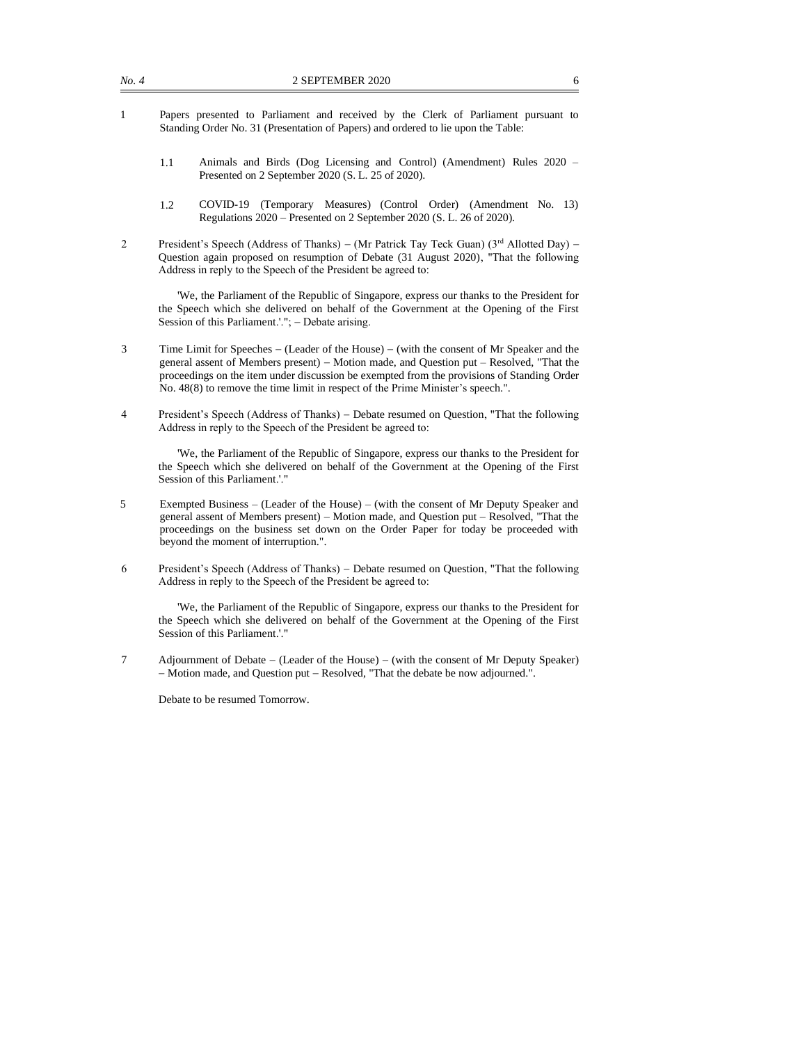1 Papers presented to Parliament and received by the Clerk of Parliament pursuant to Standing Order No. 31 (Presentation of Papers) and ordered to lie upon the Table:

1.1 Animals and Birds (Dog Licensing and Control) (Amendment) Rules 2020 – Presented on 2 September 2020 (S. L. 25 of 2020).

1.2 COVID-19 (Temporary Measures) (Control Order) (Amendment No. 13) Regulations 2020 – Presented on 2 September 2020 (S. L. 26 of 2020).

2 President's Speech (Address of Thanks) – (Mr Patrick Tay Teck Guan) (3rd Allotted Day) – Question again proposed on resumption of Debate (31 August 2020), "That the following Address in reply to the Speech of the President be agreed to:

'We, the Parliament of the Republic of Singapore, express our thanks to the President for the Speech which she delivered on behalf of the Government at the Opening of the First Session of this Parliament.'."; – Debate arising.

3 Time Limit for Speeches – (Leader of the House) – (with the consent of Mr Speaker and the general assent of Members present) – Motion made, and Question put – Resolved, "That the proceedings on the item under discussion be exempted from the provisions of Standing Order No. 48(8) to remove the time limit in respect of the Prime Minister's speech.".

4 President's Speech (Address of Thanks) – Debate resumed on Question, "That the following Address in reply to the Speech of the President be agreed to:

'We, the Parliament of the Republic of Singapore, express our thanks to the President for the Speech which she delivered on behalf of the Government at the Opening of the First Session of this Parliament.'."

5 Exempted Business – (Leader of the House) – (with the consent of Mr Deputy Speaker and general assent of Members present) – Motion made, and Question put – Resolved, "That the proceedings on the business set down on the Order Paper for today be proceeded with beyond the moment of interruption.".

6 President's Speech (Address of Thanks) – Debate resumed on Question, "That the following Address in reply to the Speech of the President be agreed to:

'We, the Parliament of the Republic of Singapore, express our thanks to the President for the Speech which she delivered on behalf of the Government at the Opening of the First Session of this Parliament.'."

7 Adjournment of Debate – (Leader of the House) – (with the consent of Mr Deputy Speaker) – Motion made, and Question put – Resolved, "That the debate be now adjourned.".

Debate to be resumed Tomorrow.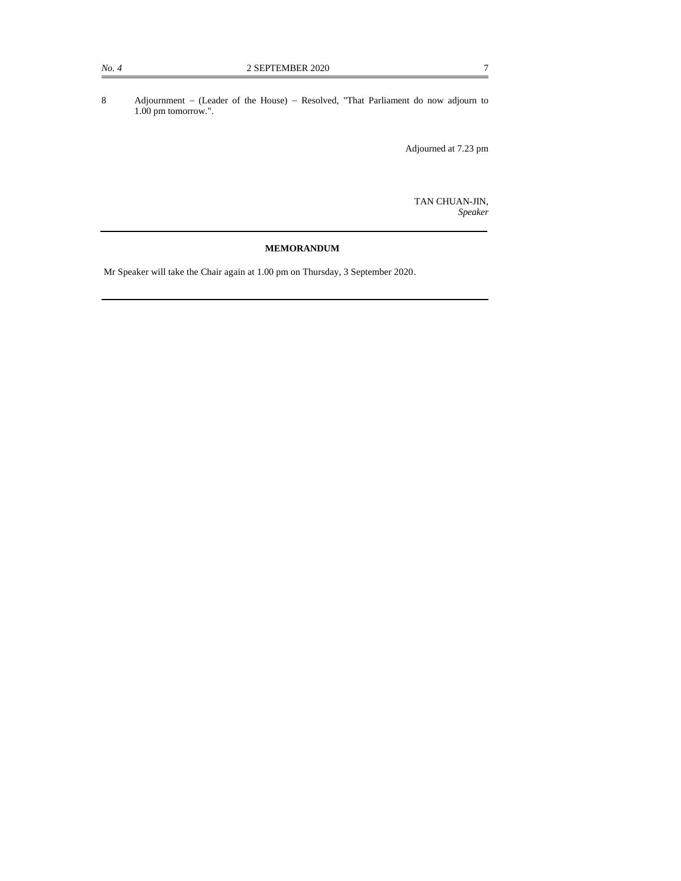8 Adjournment – (Leader of the House) – Resolved, "That Parliament do now adjourn to 1.00 pm tomorrow.".

Adjourned at 7.23 pm

TAN CHUAN-JIN,
*Speaker*

---

**MEMORANDUM**

Mr Speaker will take the Chair again at 1.00 pm on Thursday, 3 September 2020.

---